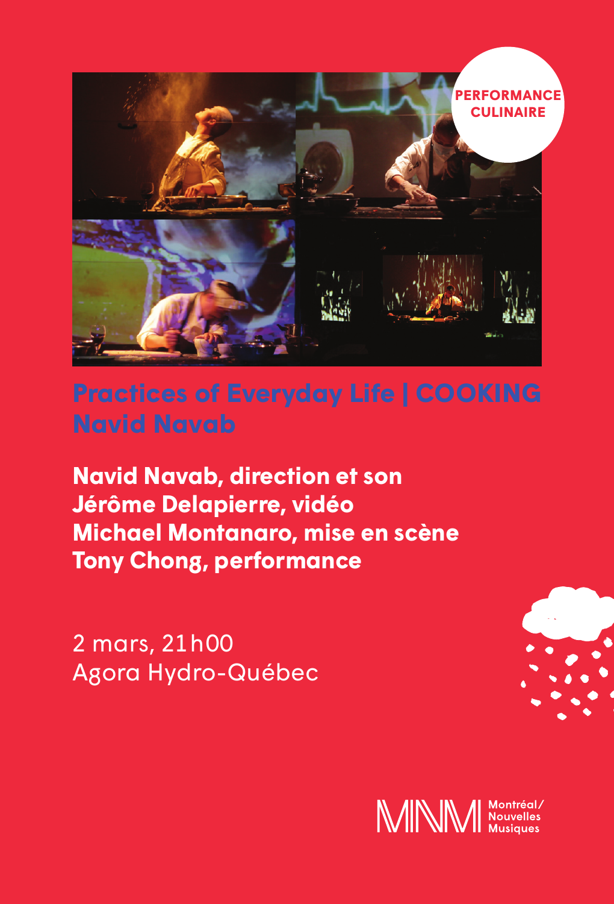PERFORMANCE CULINAIRE

# Practices of Everyday Life | COOKING
# Navid Navab

**Navid Navab, direction et son**
**Jérôme Delapierre, vidéo**
**Michael Montanaro, mise en scène**
**Tony Chong, performance**

2 mars, 21h00
Agora Hydro-Québec

MNM Montréal/ Nouvelles Musiques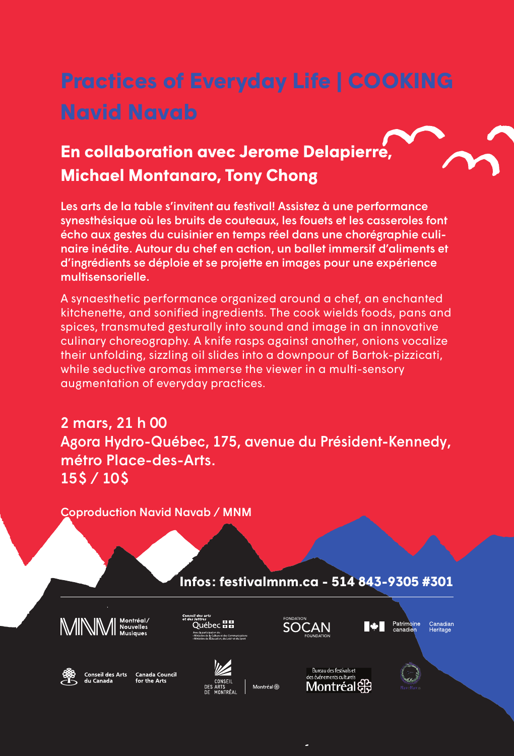# Practices of Everyday Life | COOKING
# Navid Navab

## En collaboration avec Jerome Delapierre, Michael Montanaro, Tony Chong

**Les arts de la table s'invitent au festival! Assistez à une performance synesthésique où les bruits de couteaux, les fouets et les casseroles font écho aux gestes du cuisinier en temps réel dans une chorégraphie culinaire inédite. Autour du chef en action, un ballet immersif d'aliments et d'ingrédients se déploie et se projette en images pour une expérience multisensorielle.**

A synaesthetic performance organized around a chef, an enchanted kitchenette, and sonified ingredients. The cook wields foods, pans and spices, transmuted gesturally into sound and image in an innovative culinary choreography. A knife rasps against another, onions vocalize their unfolding, sizzling oil slides into a downpour of Bartok-pizzicati, while seductive aromas immerse the viewer in a multi-sensory augmentation of everyday practices.

**2 mars, 21 h 00**
**Agora Hydro-Québec, 175, avenue du Président-Kennedy, métro Place-des-Arts.**
**15$ / 10$**

**Coproduction Navid Navab / MNM**

**Infos: festivalmnm.ca - 514 843-9305 #301**

MNM Montréal/Nouvelles Musiques

Conseil des arts et des lettres Québec

Avec la participation de :
- Ministère de la Culture et des Communications
- Ministère de l'Éducation, du Loisir et du Sport

FONDATION SOCAN FOUNDATION

Patrimoine canadien Canadian Heritage

Conseil des Arts du Canada Canada Council for the Arts

CONSEIL DES ARTS DE MONTRÉAL Montréal

Bureau des festivals et des événements culturels Montréal

NavNav